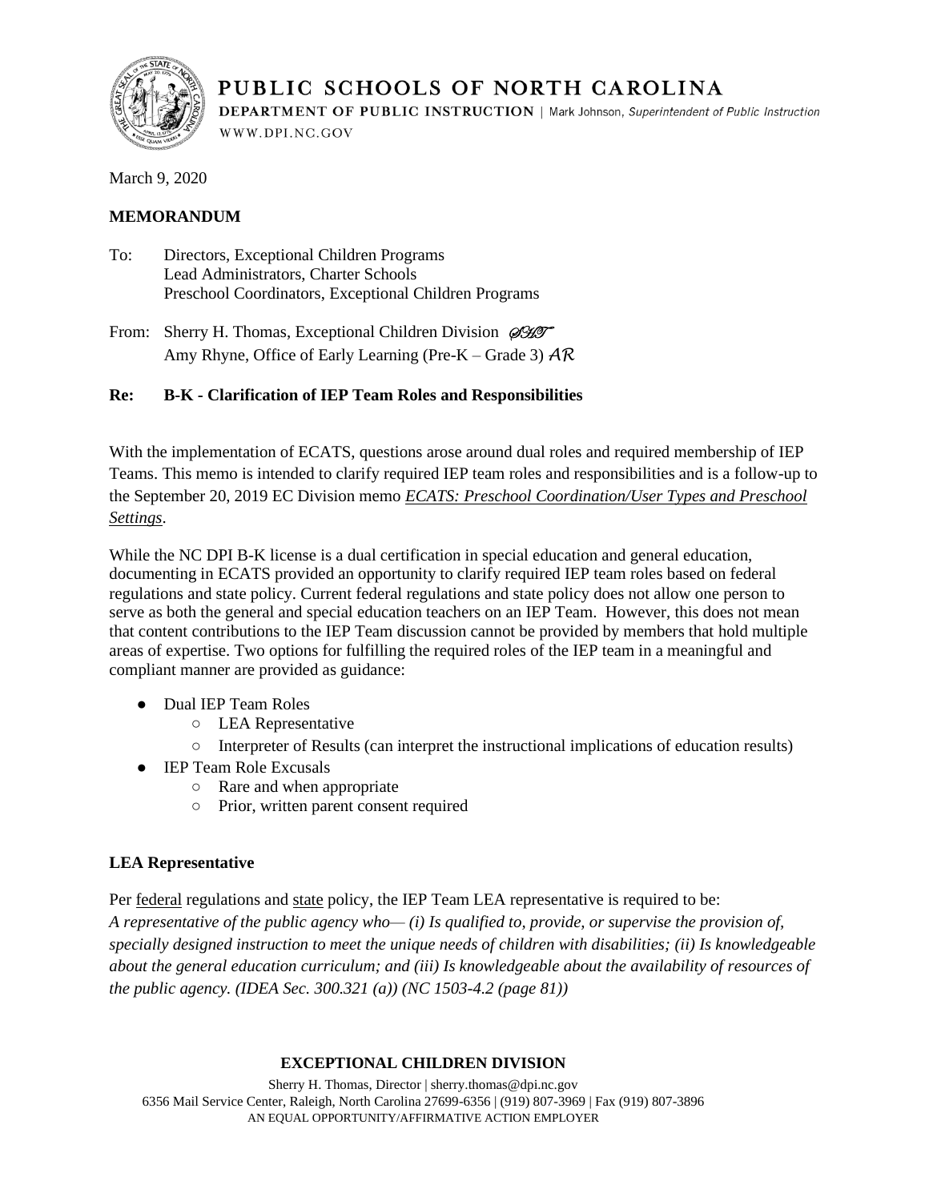# PUBLIC SCHOOLS OF NORTH CAROLINA

**DEPARTMENT OF PUBLIC INSTRUCTION** | Mark Johnson, *Superintendent of Public Instruction*

WWW.DPI.NC.GOV

March 9, 2020

**MEMORANDUM**

To: Directors, Exceptional Children Programs
Lead Administrators, Charter Schools
Preschool Coordinators, Exceptional Children Programs

From: Sherry H. Thomas, Exceptional Children Division *SHT*
Amy Rhyne, Office of Early Learning (Pre-K – Grade 3) *AR*

**Re: B-K - Clarification of IEP Team Roles and Responsibilities**

With the implementation of ECATS, questions arose around dual roles and required membership of IEP Teams. This memo is intended to clarify required IEP team roles and responsibilities and is a follow-up to the September 20, 2019 EC Division memo *ECATS: Preschool Coordination/User Types and Preschool Settings*.

While the NC DPI B-K license is a dual certification in special education and general education, documenting in ECATS provided an opportunity to clarify required IEP team roles based on federal regulations and state policy. Current federal regulations and state policy does not allow one person to serve as both the general and special education teachers on an IEP Team. However, this does not mean that content contributions to the IEP Team discussion cannot be provided by members that hold multiple areas of expertise. Two options for fulfilling the required roles of the IEP team in a meaningful and compliant manner are provided as guidance:

- Dual IEP Team Roles
  - LEA Representative
  - Interpreter of Results (can interpret the instructional implications of education results)
- IEP Team Role Excusals
  - Rare and when appropriate
  - Prior, written parent consent required

**LEA Representative**

Per federal regulations and state policy, the IEP Team LEA representative is required to be:
*A representative of the public agency who— (i) Is qualified to, provide, or supervise the provision of, specially designed instruction to meet the unique needs of children with disabilities; (ii) Is knowledgeable about the general education curriculum; and (iii) Is knowledgeable about the availability of resources of the public agency. (IDEA Sec. 300.321 (a)) (NC 1503-4.2 (page 81))*

**EXCEPTIONAL CHILDREN DIVISION**

Sherry H. Thomas, Director | sherry.thomas@dpi.nc.gov
6356 Mail Service Center, Raleigh, North Carolina 27699-6356 | (919) 807-3969 | Fax (919) 807-3896
AN EQUAL OPPORTUNITY/AFFIRMATIVE ACTION EMPLOYER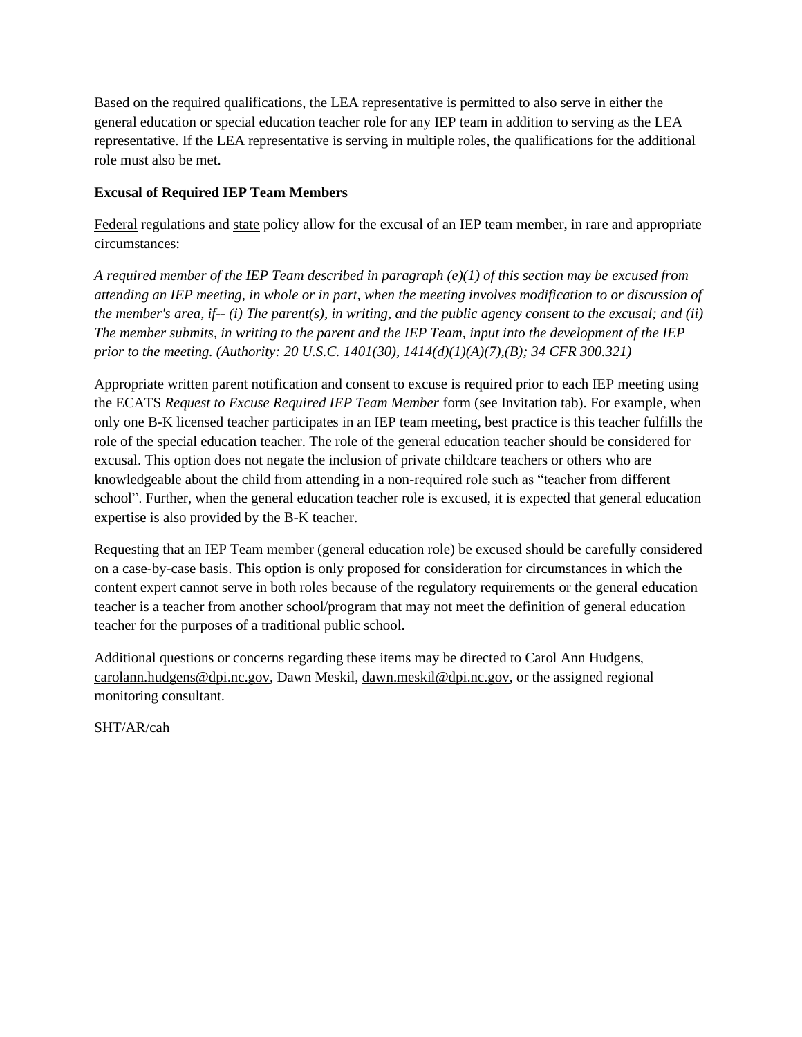Based on the required qualifications, the LEA representative is permitted to also serve in either the general education or special education teacher role for any IEP team in addition to serving as the LEA representative. If the LEA representative is serving in multiple roles, the qualifications for the additional role must also be met.

**Excusal of Required IEP Team Members**

Federal regulations and state policy allow for the excusal of an IEP team member, in rare and appropriate circumstances:

*A required member of the IEP Team described in paragraph (e)(1) of this section may be excused from attending an IEP meeting, in whole or in part, when the meeting involves modification to or discussion of the member's area, if-- (i) The parent(s), in writing, and the public agency consent to the excusal; and (ii) The member submits, in writing to the parent and the IEP Team, input into the development of the IEP prior to the meeting. (Authority: 20 U.S.C. 1401(30), 1414(d)(1)(A)(7),(B); 34 CFR 300.321)*

Appropriate written parent notification and consent to excuse is required prior to each IEP meeting using the ECATS *Request to Excuse Required IEP Team Member* form (see Invitation tab). For example, when only one B-K licensed teacher participates in an IEP team meeting, best practice is this teacher fulfills the role of the special education teacher. The role of the general education teacher should be considered for excusal. This option does not negate the inclusion of private childcare teachers or others who are knowledgeable about the child from attending in a non-required role such as "teacher from different school". Further, when the general education teacher role is excused, it is expected that general education expertise is also provided by the B-K teacher.

Requesting that an IEP Team member (general education role) be excused should be carefully considered on a case-by-case basis. This option is only proposed for consideration for circumstances in which the content expert cannot serve in both roles because of the regulatory requirements or the general education teacher is a teacher from another school/program that may not meet the definition of general education teacher for the purposes of a traditional public school.

Additional questions or concerns regarding these items may be directed to Carol Ann Hudgens, carolann.hudgens@dpi.nc.gov, Dawn Meskil, dawn.meskil@dpi.nc.gov, or the assigned regional monitoring consultant.

SHT/AR/cah